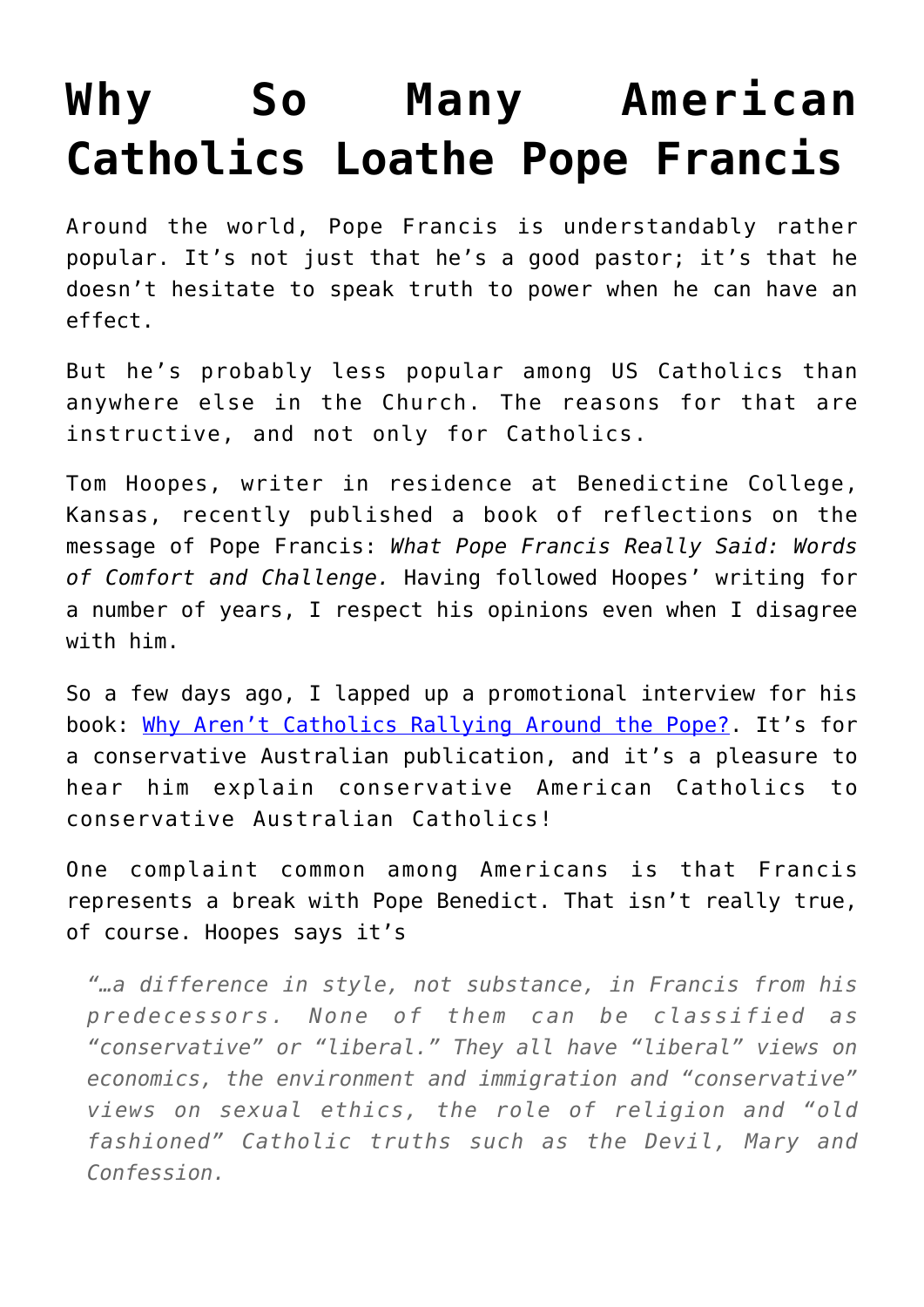# Why So Many American Catholics Loathe Pope Francis

Around the world, Pope Francis is understandably rather popular. It's not just that he's a good pastor; it's that he doesn't hesitate to speak truth to power when he can have an effect.

But he's probably less popular among US Catholics than anywhere else in the Church. The reasons for that are instructive, and not only for Catholics.

Tom Hoopes, writer in residence at Benedictine College, Kansas, recently published a book of reflections on the message of Pope Francis: *What Pope Francis Really Said: Words of Comfort and Challenge.* Having followed Hoopes' writing for a number of years, I respect his opinions even when I disagree with him.

So a few days ago, I lapped up a promotional interview for his book: [Why Aren't Catholics Rallying Around the Pope?](). It's for a conservative Australian publication, and it's a pleasure to hear him explain conservative American Catholics to conservative Australian Catholics!

One complaint common among Americans is that Francis represents a break with Pope Benedict. That isn't really true, of course. Hoopes says it's

> *"…a difference in style, not substance, in Francis from his predecessors. None of them can be classified as "conservative" or "liberal." They all have "liberal" views on economics, the environment and immigration and "conservative" views on sexual ethics, the role of religion and "old fashioned" Catholic truths such as the Devil, Mary and Confession.*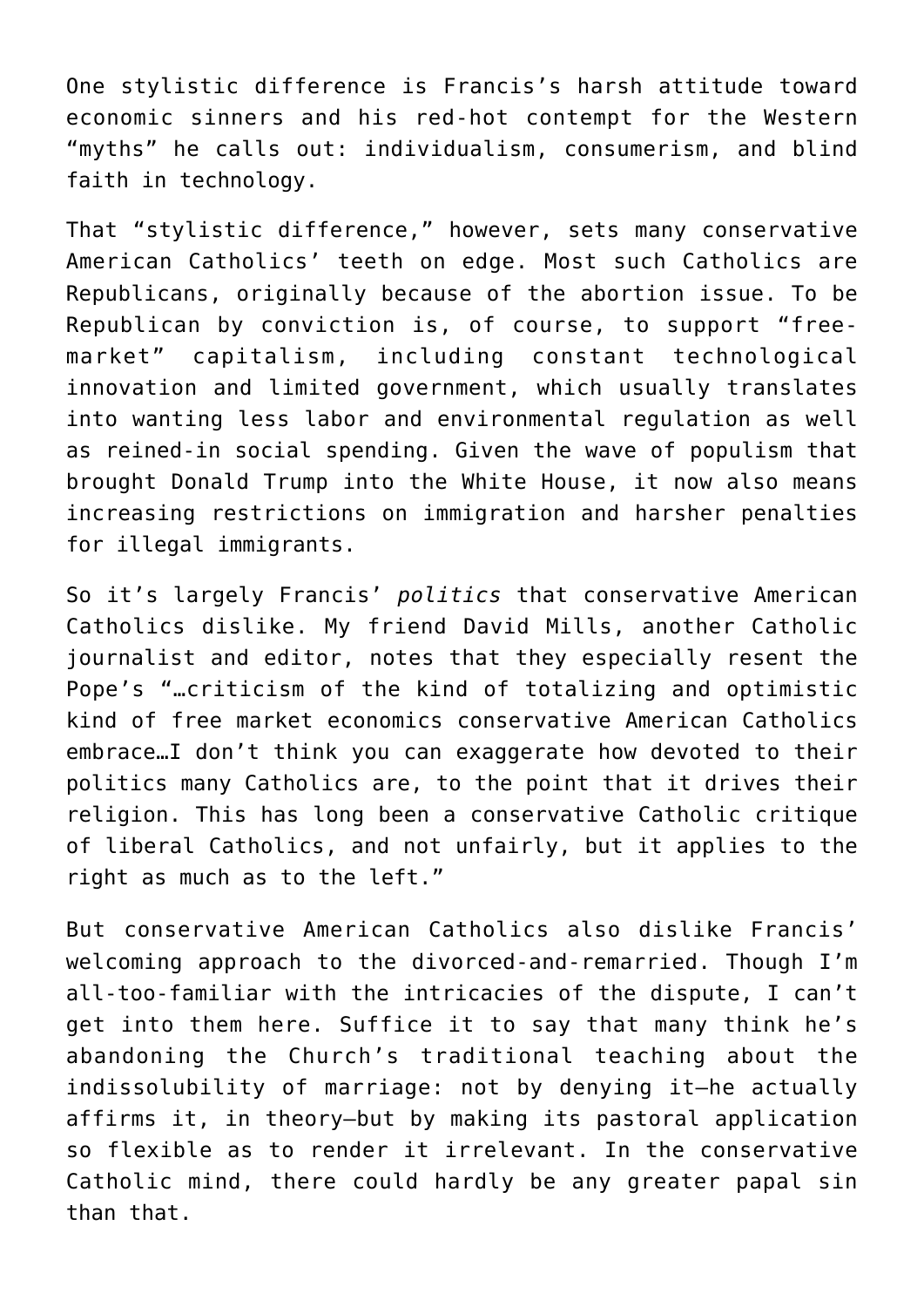One stylistic difference is Francis's harsh attitude toward economic sinners and his red-hot contempt for the Western "myths" he calls out: individualism, consumerism, and blind faith in technology.

That "stylistic difference," however, sets many conservative American Catholics' teeth on edge. Most such Catholics are Republicans, originally because of the abortion issue. To be Republican by conviction is, of course, to support "free-market" capitalism, including constant technological innovation and limited government, which usually translates into wanting less labor and environmental regulation as well as reined-in social spending. Given the wave of populism that brought Donald Trump into the White House, it now also means increasing restrictions on immigration and harsher penalties for illegal immigrants.

So it's largely Francis' *politics* that conservative American Catholics dislike. My friend David Mills, another Catholic journalist and editor, notes that they especially resent the Pope's "…criticism of the kind of totalizing and optimistic kind of free market economics conservative American Catholics embrace…I don't think you can exaggerate how devoted to their politics many Catholics are, to the point that it drives their religion. This has long been a conservative Catholic critique of liberal Catholics, and not unfairly, but it applies to the right as much as to the left."

But conservative American Catholics also dislike Francis' welcoming approach to the divorced-and-remarried. Though I'm all-too-familiar with the intricacies of the dispute, I can't get into them here. Suffice it to say that many think he's abandoning the Church's traditional teaching about the indissolubility of marriage: not by denying it—he actually affirms it, in theory—but by making its pastoral application so flexible as to render it irrelevant. In the conservative Catholic mind, there could hardly be any greater papal sin than that.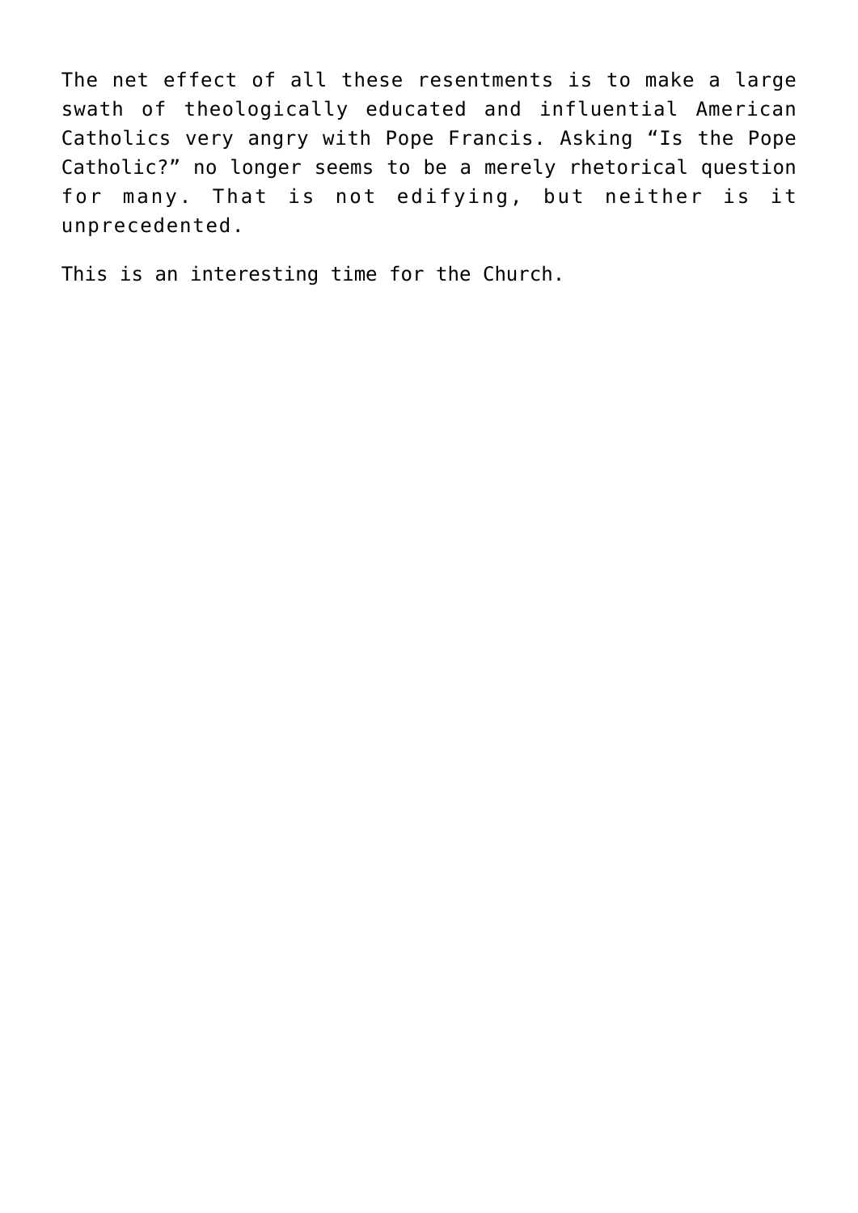The net effect of all these resentments is to make a large swath of theologically educated and influential American Catholics very angry with Pope Francis. Asking “Is the Pope Catholic?” no longer seems to be a merely rhetorical question for many. That is not edifying, but neither is it unprecedented.

This is an interesting time for the Church.